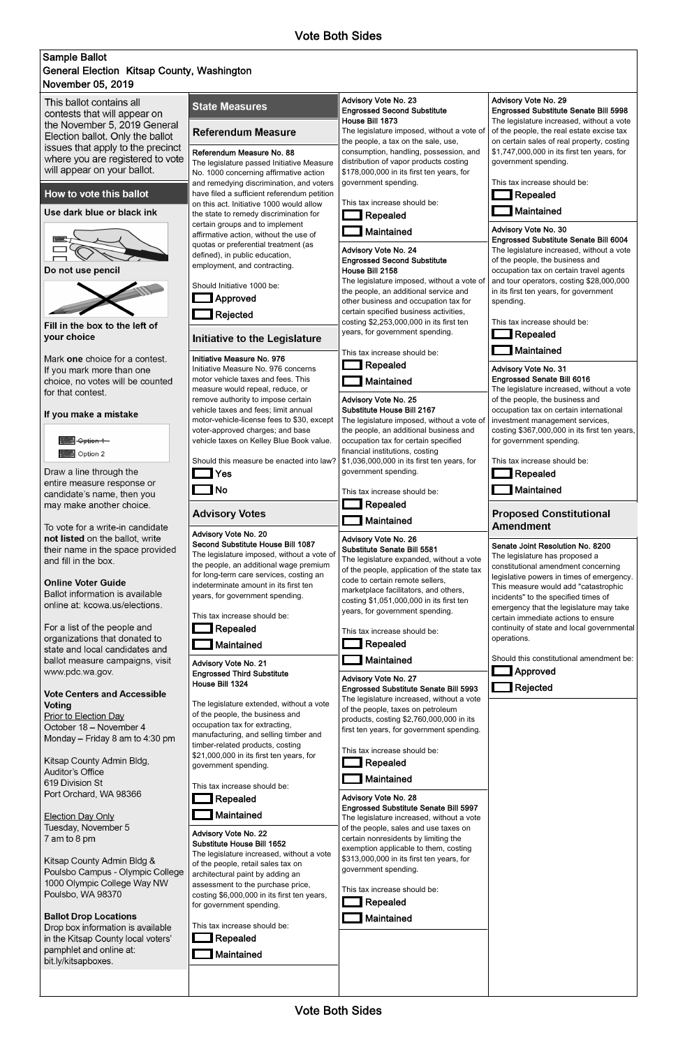Vote Both Sides

**Sample Ballot**
**General Election Kitsap County, Washington**
**November 05, 2019**

This ballot contains all contests that will appear on the November 5, 2019 General Election ballot. Only the ballot issues that apply to the precinct where you are registered to vote will appear on your ballot.

## How to vote this ballot

**Use dark blue or black ink**

**Do not use pencil**

**Fill in the box to the left of your choice**

Mark **one** choice for a contest. If you mark more than one choice, no votes will be counted for that contest.

**If you make a mistake**

- ~~Option 1~~
- Option 2

Draw a line through the entire measure response or candidate's name, then you may make another choice.

To vote for a write-in candidate **not listed** on the ballot, write their name in the space provided and fill in the box.

**Online Voter Guide**
Ballot information is available online at: kcowa.us/elections.

For a list of the people and organizations that donated to state and local candidates and ballot measure campaigns, visit www.pdc.wa.gov.

**Vote Centers and Accessible Voting**

Prior to Election Day
October 18 – November 4
Monday – Friday 8 am to 4:30 pm

Kitsap County Admin Bldg,
Auditor's Office
619 Division St
Port Orchard, WA 98366

Election Day Only
Tuesday, November 5
7 am to 8 pm

Kitsap County Admin Bldg &
Poulsbo Campus - Olympic College
1000 Olympic College Way NW
Poulsbo, WA 98370

**Ballot Drop Locations**
Drop box information is available in the Kitsap County local voters' pamphlet and online at: bit.ly/kitsapboxes.

## State Measures

### Referendum Measure

**Referendum Measure No. 88**
The legislature passed Initiative Measure No. 1000 concerning affirmative action and remedying discrimination, and voters have filed a sufficient referendum petition on this act. Initiative 1000 would allow the state to remedy discrimination for certain groups and to implement affirmative action, without the use of quotas or preferential treatment (as defined), in public education, employment, and contracting.

Should Initiative 1000 be:
- ☐ Approved
- ☐ Rejected

### Initiative to the Legislature

**Initiative Measure No. 976**
Initiative Measure No. 976 concerns motor vehicle taxes and fees. This measure would repeal, reduce, or remove authority to impose certain vehicle taxes and fees; limit annual motor-vehicle-license fees to $30, except voter-approved charges; and base vehicle taxes on Kelley Blue Book value.

Should this measure be enacted into law?
- ☐ Yes
- ☐ No

### Advisory Votes

**Advisory Vote No. 20**
**Second Substitute House Bill 1087**
The legislature imposed, without a vote of the people, an additional wage premium for long-term care services, costing an indeterminate amount in its first ten years, for government spending.

This tax increase should be:
- ☐ Repealed
- ☐ Maintained

**Advisory Vote No. 21**
**Engrossed Third Substitute House Bill 1324**

The legislature extended, without a vote of the people, the business and occupation tax for extracting, manufacturing, and selling timber and timber-related products, costing $21,000,000 in its first ten years, for government spending.

This tax increase should be:
- ☐ Repealed
- ☐ Maintained

**Advisory Vote No. 22**
**Substitute House Bill 1652**
The legislature increased, without a vote of the people, retail sales tax on architectural paint by adding an assessment to the purchase price, costing $6,000,000 in its first ten years, for government spending.

This tax increase should be:
- ☐ Repealed
- ☐ Maintained

**Advisory Vote No. 23**
**Engrossed Second Substitute House Bill 1873**
The legislature imposed, without a vote of the people, a tax on the sale, use, consumption, handling, possession, and distribution of vapor products costing $178,000,000 in its first ten years, for government spending.

This tax increase should be:
- ☐ Repealed
- ☐ Maintained

**Advisory Vote No. 24**
**Engrossed Second Substitute House Bill 2158**
The legislature imposed, without a vote of the people, an additional service and other business and occupation tax for certain specified business activities, costing $2,253,000,000 in its first ten years, for government spending.

This tax increase should be:
- ☐ Repealed
- ☐ Maintained

**Advisory Vote No. 25**
**Substitute House Bill 2167**
The legislature imposed, without a vote of the people, an additional business and occupation tax for certain specified financial institutions, costing $1,036,000,000 in its first ten years, for government spending.

This tax increase should be:
- ☐ Repealed
- ☐ Maintained

**Advisory Vote No. 26**
**Substitute Senate Bill 5581**
The legislature expanded, without a vote of the people, application of the state tax code to certain remote sellers, marketplace facilitators, and others, costing $1,051,000,000 in its first ten years, for government spending.

This tax increase should be:
- ☐ Repealed
- ☐ Maintained

**Advisory Vote No. 27**
**Engrossed Substitute Senate Bill 5993**
The legislature increased, without a vote of the people, taxes on petroleum products, costing $2,760,000,000 in its first ten years, for government spending.

This tax increase should be:
- ☐ Repealed
- ☐ Maintained

**Advisory Vote No. 28**
**Engrossed Substitute Senate Bill 5997**
The legislature increased, without a vote of the people, sales and use taxes on certain nonresidents by limiting the exemption applicable to them, costing $313,000,000 in its first ten years, for government spending.

This tax increase should be:
- ☐ Repealed
- ☐ Maintained

**Advisory Vote No. 29**
**Engrossed Substitute Senate Bill 5998**
The legislature increased, without a vote of the people, the real estate excise tax on certain sales of real property, costing $1,747,000,000 in its first ten years, for government spending.

This tax increase should be:
- ☐ Repealed
- ☐ Maintained

**Advisory Vote No. 30**
**Engrossed Substitute Senate Bill 6004**
The legislature increased, without a vote of the people, the business and occupation tax on certain travel agents and tour operators, costing $28,000,000 in its first ten years, for government spending.

This tax increase should be:
- ☐ Repealed
- ☐ Maintained

**Advisory Vote No. 31**
**Engrossed Senate Bill 6016**
The legislature increased, without a vote of the people, the business and occupation tax on certain international investment management services, costing $367,000,000 in its first ten years, for government spending.

This tax increase should be:
- ☐ Repealed
- ☐ Maintained

### Proposed Constitutional Amendment

**Senate Joint Resolution No. 8200**
The legislature has proposed a constitutional amendment concerning legislative powers in times of emergency. This measure would add "catastrophic incidents" to the specified times of emergency that the legislature may take certain immediate actions to ensure continuity of state and local governmental operations.

Should this constitutional amendment be:
- ☐ Approved
- ☐ Rejected

Vote Both Sides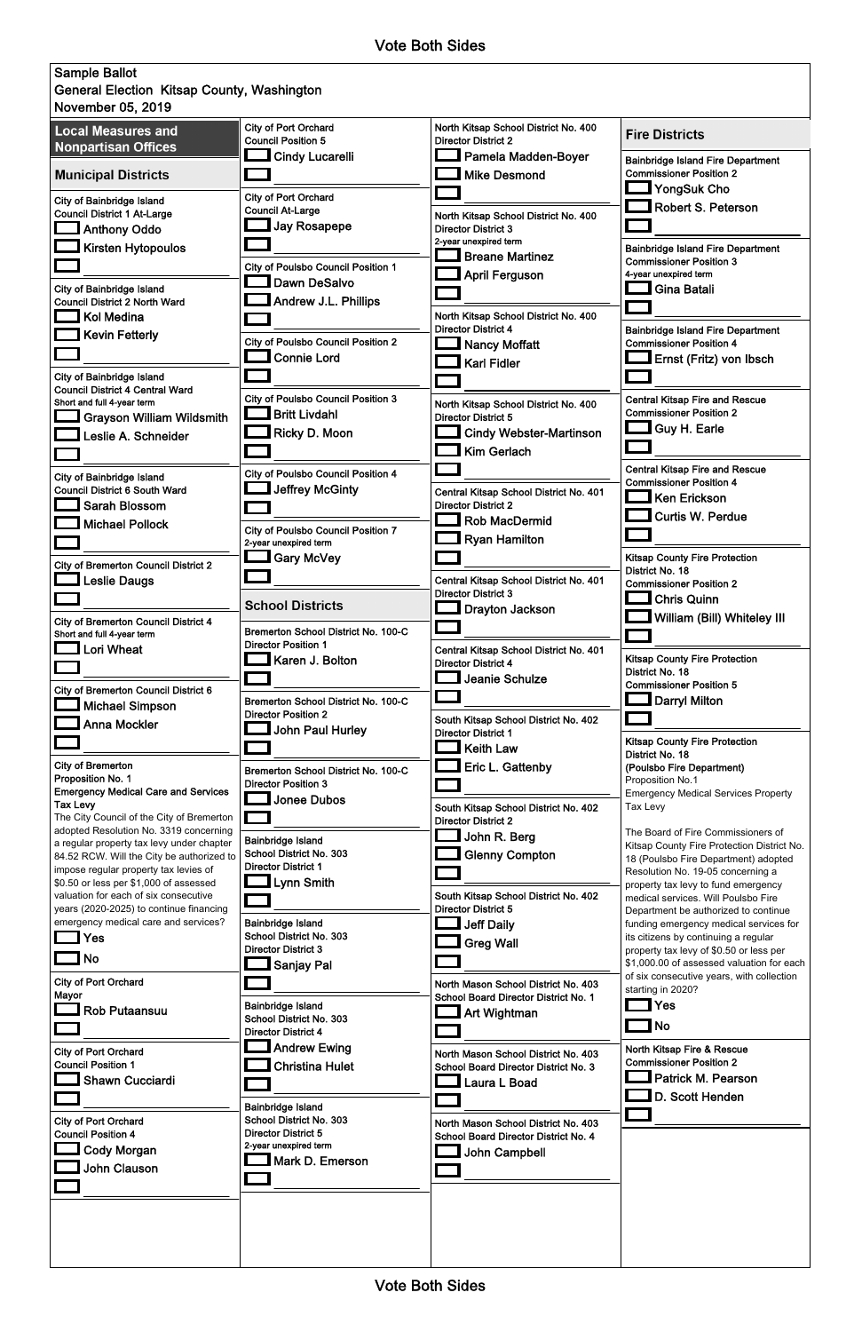Vote Both Sides

Sample Ballot
General Election Kitsap County, Washington
November 05, 2019

## Local Measures and Nonpartisan Offices

### Municipal Districts

**City of Bainbridge Island Council District 1 At-Large**
- Anthony Oddo
- Kirsten Hytopoulos
- ____________

**City of Bainbridge Island Council District 2 North Ward**
- Kol Medina
- Kevin Fetterly
- ____________

**City of Bainbridge Island Council District 4 Central Ward**
Short and full 4-year term
- Grayson William Wildsmith
- Leslie A. Schneider
- ____________

**City of Bainbridge Island Council District 6 South Ward**
- Sarah Blossom
- Michael Pollock
- ____________

**City of Bremerton Council District 2**
- Leslie Daugs
- ____________

**City of Bremerton Council District 4**
Short and full 4-year term
- Lori Wheat
- ____________

**City of Bremerton Council District 6**
- Michael Simpson
- Anna Mockler
- ____________

**City of Bremerton**
**Proposition No. 1**
**Emergency Medical Care and Services Tax Levy**

The City Council of the City of Bremerton adopted Resolution No. 3319 concerning a regular property tax levy under chapter 84.52 RCW. Will the City be authorized to impose regular property tax levies of $0.50 or less per $1,000 of assessed valuation for each of six consecutive years (2020-2025) to continue financing emergency medical care and services?

- Yes
- No

**City of Port Orchard Mayor**
- Rob Putaansuu
- ____________

**City of Port Orchard Council Position 1**
- Shawn Cucciardi
- ____________

**City of Port Orchard Council Position 4**
- Cody Morgan
- John Clauson
- ____________

**City of Port Orchard Council Position 5**
- Cindy Lucarelli
- ____________

**City of Port Orchard Council At-Large**
- Jay Rosapepe
- ____________

**City of Poulsbo Council Position 1**
- Dawn DeSalvo
- Andrew J.L. Phillips
- ____________

**City of Poulsbo Council Position 2**
- Connie Lord
- ____________

**City of Poulsbo Council Position 3**
- Britt Livdahl
- Ricky D. Moon
- ____________

**City of Poulsbo Council Position 4**
- Jeffrey McGinty
- ____________

**City of Poulsbo Council Position 7**
2-year unexpired term
- Gary McVey
- ____________

### School Districts

**Bremerton School District No. 100-C Director Position 1**
- Karen J. Bolton
- ____________

**Bremerton School District No. 100-C Director Position 2**
- John Paul Hurley
- ____________

**Bremerton School District No. 100-C Director Position 3**
- Jonee Dubos
- ____________

**Bainbridge Island School District No. 303 Director District 1**
- Lynn Smith
- ____________

**Bainbridge Island School District No. 303 Director District 3**
- Sanjay Pal
- ____________

**Bainbridge Island School District No. 303 Director District 4**
- Andrew Ewing
- Christina Hulet
- ____________

**Bainbridge Island School District No. 303 Director District 5**
2-year unexpired term
- Mark D. Emerson
- ____________

**North Kitsap School District No. 400 Director District 2**
- Pamela Madden-Boyer
- Mike Desmond
- ____________

**North Kitsap School District No. 400 Director District 3**
2-year unexpired term
- Breane Martinez
- April Ferguson
- ____________

**North Kitsap School District No. 400 Director District 4**
- Nancy Moffatt
- Karl Fidler
- ____________

**North Kitsap School District No. 400 Director District 5**
- Cindy Webster-Martinson
- Kim Gerlach
- ____________

**Central Kitsap School District No. 401 Director District 2**
- Rob MacDermid
- Ryan Hamilton
- ____________

**Central Kitsap School District No. 401 Director District 3**
- Drayton Jackson
- ____________

**Central Kitsap School District No. 401 Director District 4**
- Jeanie Schulze
- ____________

**South Kitsap School District No. 402 Director District 1**
- Keith Law
- Eric L. Gattenby
- ____________

**South Kitsap School District No. 402 Director District 2**
- John R. Berg
- Glenny Compton
- ____________

**South Kitsap School District No. 402 Director District 5**
- Jeff Daily
- Greg Wall
- ____________

**North Mason School District No. 403 School Board Director District No. 1**
- Art Wightman
- ____________

**North Mason School District No. 403 School Board Director District No. 3**
- Laura L Boad
- ____________

**North Mason School District No. 403 School Board Director District No. 4**
- John Campbell
- ____________

### Fire Districts

**Bainbridge Island Fire Department Commissioner Position 2**
- YongSuk Cho
- Robert S. Peterson
- ____________

**Bainbridge Island Fire Department Commissioner Position 3**
4-year unexpired term
- Gina Batali
- ____________

**Bainbridge Island Fire Department Commissioner Position 4**
- Ernst (Fritz) von Ibsch
- ____________

**Central Kitsap Fire and Rescue Commissioner Position 2**
- Guy H. Earle
- ____________

**Central Kitsap Fire and Rescue Commissioner Position 4**
- Ken Erickson
- Curtis W. Perdue
- ____________

**Kitsap County Fire Protection District No. 18 Commissioner Position 2**
- Chris Quinn
- William (Bill) Whiteley III
- ____________

**Kitsap County Fire Protection District No. 18 Commissioner Position 5**
- Darryl Milton
- ____________

**Kitsap County Fire Protection District No. 18 (Poulsbo Fire Department)**
Proposition No.1
Emergency Medical Services Property Tax Levy

The Board of Fire Commissioners of Kitsap County Fire Protection District No. 18 (Poulsbo Fire Department) adopted Resolution No. 19-05 concerning a property tax levy to fund emergency medical services. Will Poulsbo Fire Department be authorized to continue funding emergency medical services for its citizens by continuing a regular property tax levy of $0.50 or less per $1,000.00 of assessed valuation for each of six consecutive years, with collection starting in 2020?

- Yes
- No

**North Kitsap Fire & Rescue Commissioner Position 2**
- Patrick M. Pearson
- D. Scott Henden
- ____________

Vote Both Sides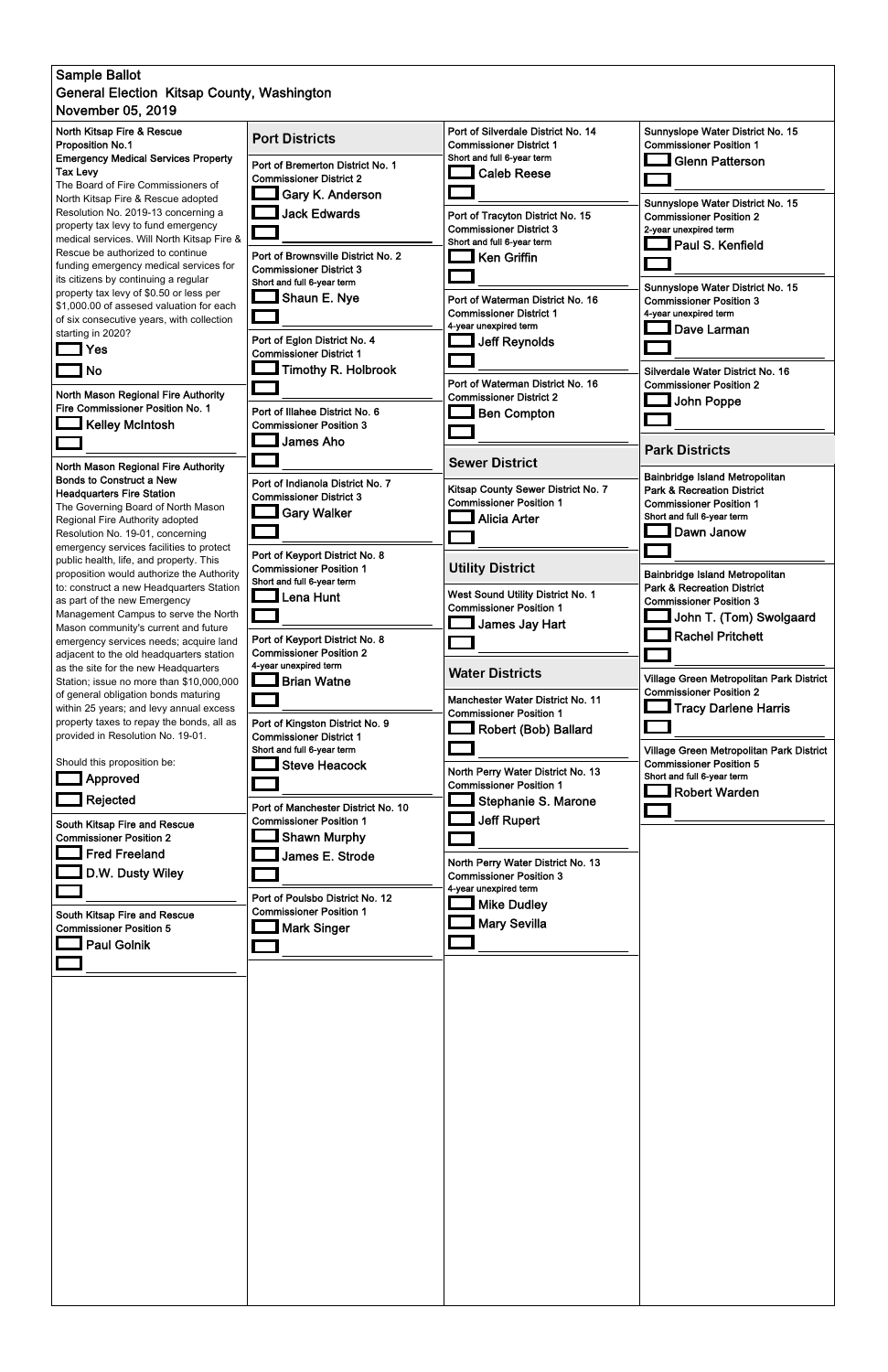## Sample Ballot
## General Election Kitsap County, Washington
## November 05, 2019

**North Kitsap Fire & Rescue**
**Proposition No.1**
**Emergency Medical Services Property Tax Levy**

The Board of Fire Commissioners of North Kitsap Fire & Rescue adopted Resolution No. 2019-13 concerning a property tax levy to fund emergency medical services. Will North Kitsap Fire & Rescue be authorized to continue funding emergency medical services for its citizens by continuing a regular property tax levy of $0.50 or less per $1,000.00 of assesed valuation for each of six consecutive years, with collection starting in 2020?

- [ ] Yes
- [ ] No

**North Mason Regional Fire Authority**
**Fire Commissioner Position No. 1**

- [ ] Kelley McIntosh
- [ ] ____________

**North Mason Regional Fire Authority**
**Bonds to Construct a New Headquarters Fire Station**

The Governing Board of North Mason Regional Fire Authority adopted Resolution No. 19-01, concerning emergency services facilities to protect public health, life, and property. This proposition would authorize the Authority to: construct a new Headquarters Station as part of the new Emergency Management Campus to serve the North Mason community's current and future emergency services needs; acquire land adjacent to the old headquarters station as the site for the new Headquarters Station; issue no more than $10,000,000 of general obligation bonds maturing within 25 years; and levy annual excess property taxes to repay the bonds, all as provided in Resolution No. 19-01.

Should this proposition be:

- [ ] Approved
- [ ] Rejected

**South Kitsap Fire and Rescue**
**Commissioner Position 2**

- [ ] Fred Freeland
- [ ] D.W. Dusty Wiley
- [ ] ____________

**South Kitsap Fire and Rescue**
**Commissioner Position 5**

- [ ] Paul Golnik
- [ ] ____________

### Port Districts

**Port of Bremerton District No. 1**
**Commissioner District 2**

- [ ] Gary K. Anderson
- [ ] Jack Edwards
- [ ] ____________

**Port of Brownsville District No. 2**
**Commissioner District 3**
Short and full 6-year term

- [ ] Shaun E. Nye
- [ ] ____________

**Port of Eglon District No. 4**
**Commissioner District 1**

- [ ] Timothy R. Holbrook
- [ ] ____________

**Port of Illahee District No. 6**
**Commissioner Position 3**

- [ ] James Aho
- [ ] ____________

**Port of Indianola District No. 7**
**Commissioner District 3**

- [ ] Gary Walker
- [ ] ____________

**Port of Keyport District No. 8**
**Commissioner Position 1**
Short and full 6-year term

- [ ] Lena Hunt
- [ ] ____________

**Port of Keyport District No. 8**
**Commissioner Position 2**
4-year unexpired term

- [ ] Brian Watne
- [ ] ____________

**Port of Kingston District No. 9**
**Commissioner District 1**
Short and full 6-year term

- [ ] Steve Heacock
- [ ] ____________

**Port of Manchester District No. 10**
**Commissioner Position 1**

- [ ] Shawn Murphy
- [ ] James E. Strode
- [ ] ____________

**Port of Poulsbo District No. 12**
**Commissioner Position 1**

- [ ] Mark Singer
- [ ] ____________

**Port of Silverdale District No. 14**
**Commissioner District 1**
Short and full 6-year term

- [ ] Caleb Reese
- [ ] ____________

**Port of Tracyton District No. 15**
**Commissioner District 3**
Short and full 6-year term

- [ ] Ken Griffin
- [ ] ____________

**Port of Waterman District No. 16**
**Commissioner District 1**
4-year unexpired term

- [ ] Jeff Reynolds
- [ ] ____________

**Port of Waterman District No. 16**
**Commissioner District 2**

- [ ] Ben Compton
- [ ] ____________

### Sewer District

**Kitsap County Sewer District No. 7**
**Commissioner Position 1**

- [ ] Alicia Arter
- [ ] ____________

### Utility District

**West Sound Utility District No. 1**
**Commissioner Position 1**

- [ ] James Jay Hart
- [ ] ____________

### Water Districts

**Manchester Water District No. 11**
**Commissioner Position 1**

- [ ] Robert (Bob) Ballard
- [ ] ____________

**North Perry Water District No. 13**
**Commissioner Position 1**

- [ ] Stephanie S. Marone
- [ ] Jeff Rupert
- [ ] ____________

**North Perry Water District No. 13**
**Commissioner Position 3**
4-year unexpired term

- [ ] Mike Dudley
- [ ] Mary Sevilla
- [ ] ____________

**Sunnyslope Water District No. 15**
**Commissioner Position 1**

- [ ] Glenn Patterson
- [ ] ____________

**Sunnyslope Water District No. 15**
**Commissioner Position 2**
2-year unexpired term

- [ ] Paul S. Kenfield
- [ ] ____________

**Sunnyslope Water District No. 15**
**Commissioner Position 3**
4-year unexpired term

- [ ] Dave Larman
- [ ] ____________

**Silverdale Water District No. 16**
**Commissioner Position 2**

- [ ] John Poppe
- [ ] ____________

### Park Districts

**Bainbridge Island Metropolitan Park & Recreation District**
**Commissioner Position 1**
Short and full 6-year term

- [ ] Dawn Janow
- [ ] ____________

**Bainbridge Island Metropolitan Park & Recreation District**
**Commissioner Position 3**

- [ ] John T. (Tom) Swolgaard
- [ ] Rachel Pritchett
- [ ] ____________

**Village Green Metropolitan Park District**
**Commissioner Position 2**

- [ ] Tracy Darlene Harris
- [ ] ____________

**Village Green Metropolitan Park District**
**Commissioner Position 5**
Short and full 6-year term

- [ ] Robert Warden
- [ ] ____________